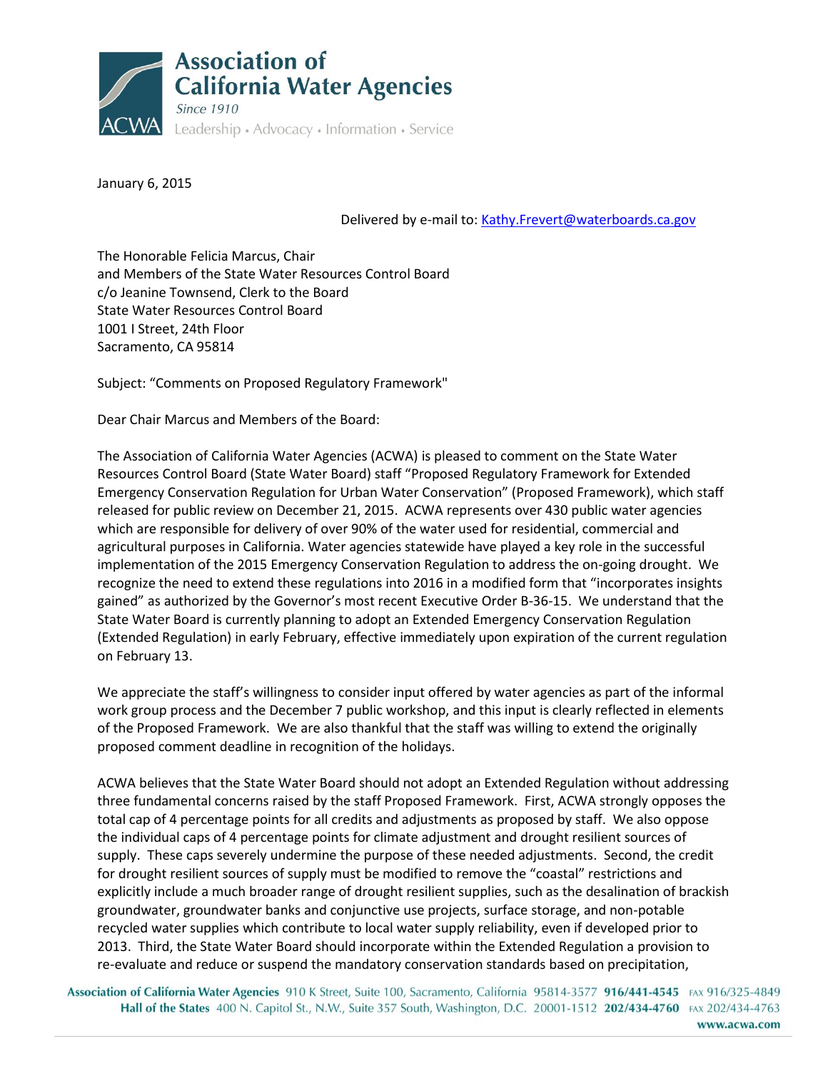# Association of California Water Agencies

*Since 1910*

Leadership • Advocacy • Information • Service

January 6, 2015

Delivered by e-mail to: Kathy.Frevert@waterboards.ca.gov

The Honorable Felicia Marcus, Chair
and Members of the State Water Resources Control Board
c/o Jeanine Townsend, Clerk to the Board
State Water Resources Control Board
1001 I Street, 24th Floor
Sacramento, CA 95814

Subject: "Comments on Proposed Regulatory Framework"

Dear Chair Marcus and Members of the Board:

The Association of California Water Agencies (ACWA) is pleased to comment on the State Water Resources Control Board (State Water Board) staff "Proposed Regulatory Framework for Extended Emergency Conservation Regulation for Urban Water Conservation" (Proposed Framework), which staff released for public review on December 21, 2015. ACWA represents over 430 public water agencies which are responsible for delivery of over 90% of the water used for residential, commercial and agricultural purposes in California. Water agencies statewide have played a key role in the successful implementation of the 2015 Emergency Conservation Regulation to address the on-going drought. We recognize the need to extend these regulations into 2016 in a modified form that "incorporates insights gained" as authorized by the Governor's most recent Executive Order B-36-15. We understand that the State Water Board is currently planning to adopt an Extended Emergency Conservation Regulation (Extended Regulation) in early February, effective immediately upon expiration of the current regulation on February 13.

We appreciate the staff's willingness to consider input offered by water agencies as part of the informal work group process and the December 7 public workshop, and this input is clearly reflected in elements of the Proposed Framework. We are also thankful that the staff was willing to extend the originally proposed comment deadline in recognition of the holidays.

ACWA believes that the State Water Board should not adopt an Extended Regulation without addressing three fundamental concerns raised by the staff Proposed Framework. First, ACWA strongly opposes the total cap of 4 percentage points for all credits and adjustments as proposed by staff. We also oppose the individual caps of 4 percentage points for climate adjustment and drought resilient sources of supply. These caps severely undermine the purpose of these needed adjustments. Second, the credit for drought resilient sources of supply must be modified to remove the "coastal" restrictions and explicitly include a much broader range of drought resilient supplies, such as the desalination of brackish groundwater, groundwater banks and conjunctive use projects, surface storage, and non-potable recycled water supplies which contribute to local water supply reliability, even if developed prior to 2013. Third, the State Water Board should incorporate within the Extended Regulation a provision to re-evaluate and reduce or suspend the mandatory conservation standards based on precipitation,

**Association of California Water Agencies** 910 K Street, Suite 100, Sacramento, California 95814-3577 **916/441-4545** FAX 916/325-4849
**Hall of the States** 400 N. Capitol St., N.W., Suite 357 South, Washington, D.C. 20001-1512 **202/434-4760** FAX 202/434-4763
**www.acwa.com**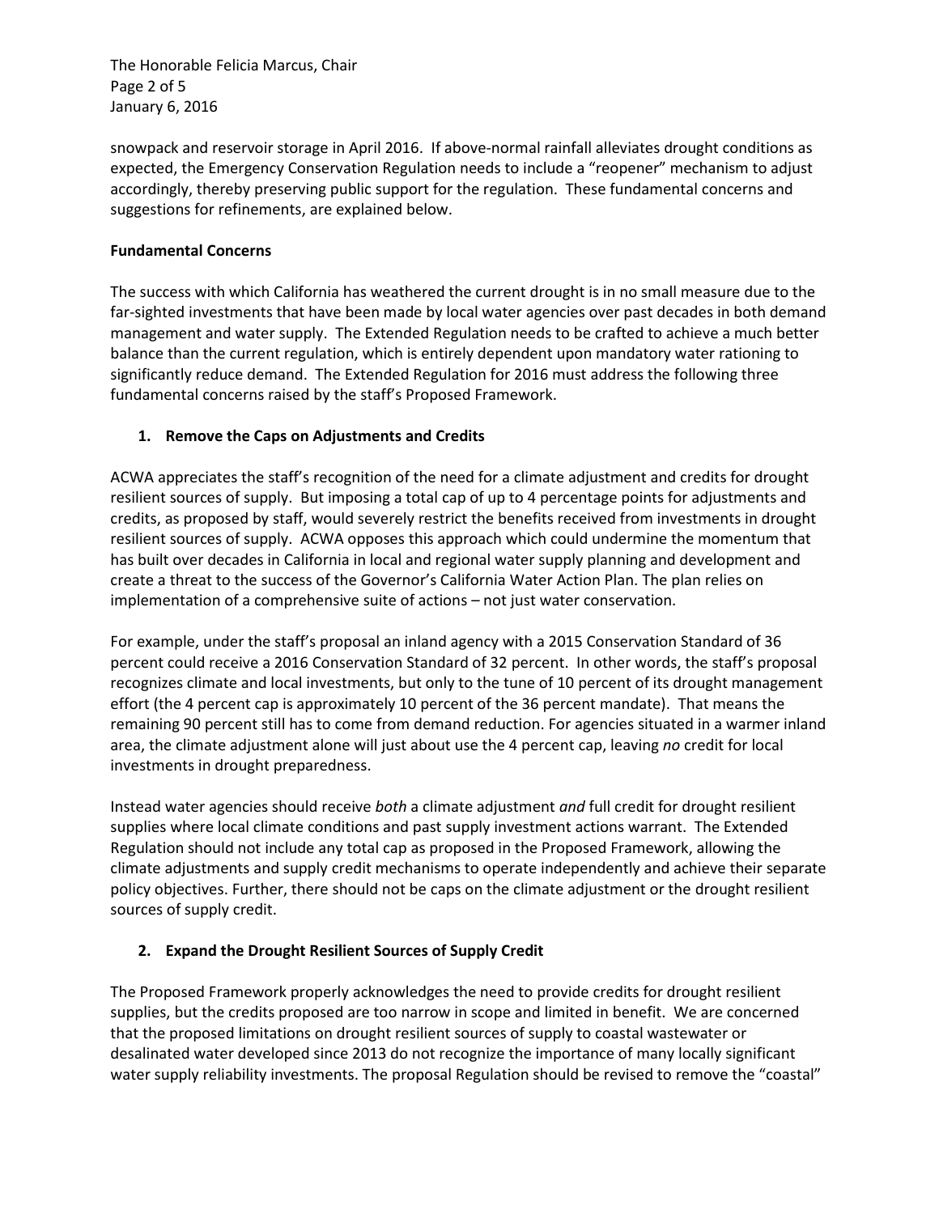snowpack and reservoir storage in April 2016. If above-normal rainfall alleviates drought conditions as expected, the Emergency Conservation Regulation needs to include a "reopener" mechanism to adjust accordingly, thereby preserving public support for the regulation. These fundamental concerns and suggestions for refinements, are explained below.

**Fundamental Concerns**

The success with which California has weathered the current drought is in no small measure due to the far-sighted investments that have been made by local water agencies over past decades in both demand management and water supply. The Extended Regulation needs to be crafted to achieve a much better balance than the current regulation, which is entirely dependent upon mandatory water rationing to significantly reduce demand. The Extended Regulation for 2016 must address the following three fundamental concerns raised by the staff's Proposed Framework.

1. **Remove the Caps on Adjustments and Credits**

ACWA appreciates the staff's recognition of the need for a climate adjustment and credits for drought resilient sources of supply. But imposing a total cap of up to 4 percentage points for adjustments and credits, as proposed by staff, would severely restrict the benefits received from investments in drought resilient sources of supply. ACWA opposes this approach which could undermine the momentum that has built over decades in California in local and regional water supply planning and development and create a threat to the success of the Governor's California Water Action Plan. The plan relies on implementation of a comprehensive suite of actions – not just water conservation.

For example, under the staff's proposal an inland agency with a 2015 Conservation Standard of 36 percent could receive a 2016 Conservation Standard of 32 percent. In other words, the staff's proposal recognizes climate and local investments, but only to the tune of 10 percent of its drought management effort (the 4 percent cap is approximately 10 percent of the 36 percent mandate). That means the remaining 90 percent still has to come from demand reduction. For agencies situated in a warmer inland area, the climate adjustment alone will just about use the 4 percent cap, leaving *no* credit for local investments in drought preparedness.

Instead water agencies should receive *both* a climate adjustment *and* full credit for drought resilient supplies where local climate conditions and past supply investment actions warrant. The Extended Regulation should not include any total cap as proposed in the Proposed Framework, allowing the climate adjustments and supply credit mechanisms to operate independently and achieve their separate policy objectives. Further, there should not be caps on the climate adjustment or the drought resilient sources of supply credit.

2. **Expand the Drought Resilient Sources of Supply Credit**

The Proposed Framework properly acknowledges the need to provide credits for drought resilient supplies, but the credits proposed are too narrow in scope and limited in benefit. We are concerned that the proposed limitations on drought resilient sources of supply to coastal wastewater or desalinated water developed since 2013 do not recognize the importance of many locally significant water supply reliability investments. The proposal Regulation should be revised to remove the "coastal"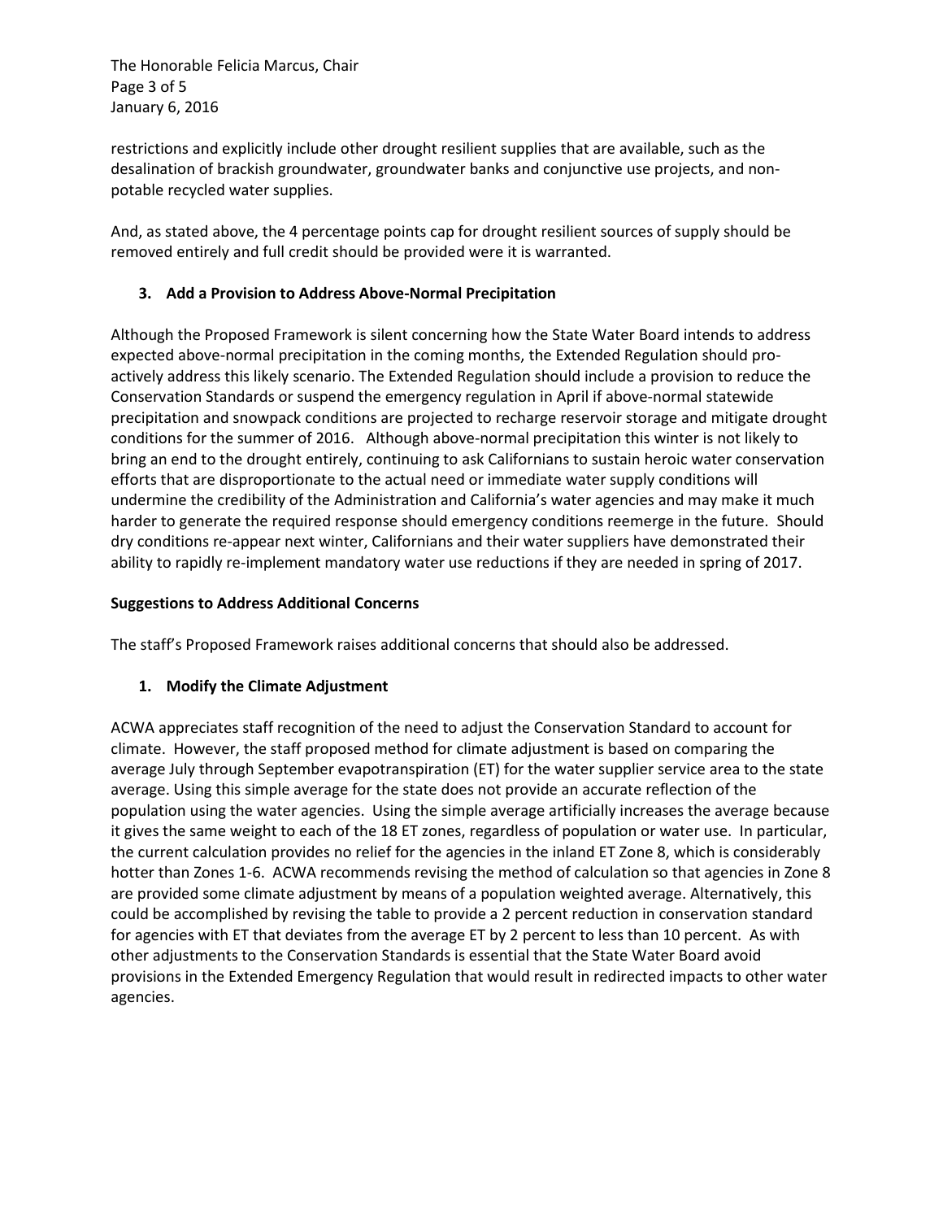restrictions and explicitly include other drought resilient supplies that are available, such as the desalination of brackish groundwater, groundwater banks and conjunctive use projects, and non-potable recycled water supplies.

And, as stated above, the 4 percentage points cap for drought resilient sources of supply should be removed entirely and full credit should be provided were it is warranted.

### 3. Add a Provision to Address Above-Normal Precipitation

Although the Proposed Framework is silent concerning how the State Water Board intends to address expected above-normal precipitation in the coming months, the Extended Regulation should pro-actively address this likely scenario. The Extended Regulation should include a provision to reduce the Conservation Standards or suspend the emergency regulation in April if above-normal statewide precipitation and snowpack conditions are projected to recharge reservoir storage and mitigate drought conditions for the summer of 2016. Although above-normal precipitation this winter is not likely to bring an end to the drought entirely, continuing to ask Californians to sustain heroic water conservation efforts that are disproportionate to the actual need or immediate water supply conditions will undermine the credibility of the Administration and California's water agencies and may make it much harder to generate the required response should emergency conditions reemerge in the future. Should dry conditions re-appear next winter, Californians and their water suppliers have demonstrated their ability to rapidly re-implement mandatory water use reductions if they are needed in spring of 2017.

## Suggestions to Address Additional Concerns

The staff's Proposed Framework raises additional concerns that should also be addressed.

### 1. Modify the Climate Adjustment

ACWA appreciates staff recognition of the need to adjust the Conservation Standard to account for climate. However, the staff proposed method for climate adjustment is based on comparing the average July through September evapotranspiration (ET) for the water supplier service area to the state average. Using this simple average for the state does not provide an accurate reflection of the population using the water agencies. Using the simple average artificially increases the average because it gives the same weight to each of the 18 ET zones, regardless of population or water use. In particular, the current calculation provides no relief for the agencies in the inland ET Zone 8, which is considerably hotter than Zones 1-6. ACWA recommends revising the method of calculation so that agencies in Zone 8 are provided some climate adjustment by means of a population weighted average. Alternatively, this could be accomplished by revising the table to provide a 2 percent reduction in conservation standard for agencies with ET that deviates from the average ET by 2 percent to less than 10 percent. As with other adjustments to the Conservation Standards is essential that the State Water Board avoid provisions in the Extended Emergency Regulation that would result in redirected impacts to other water agencies.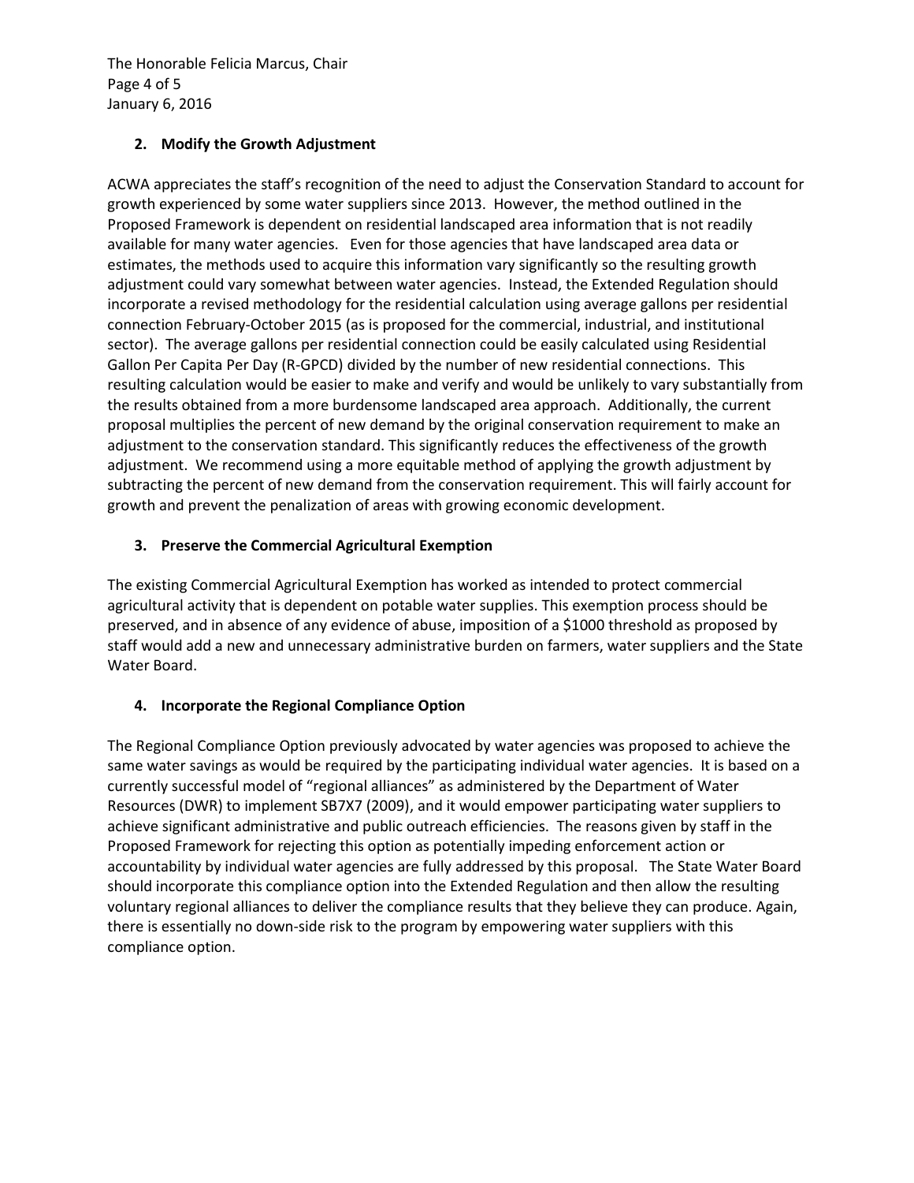### 2. Modify the Growth Adjustment

ACWA appreciates the staff's recognition of the need to adjust the Conservation Standard to account for growth experienced by some water suppliers since 2013. However, the method outlined in the Proposed Framework is dependent on residential landscaped area information that is not readily available for many water agencies. Even for those agencies that have landscaped area data or estimates, the methods used to acquire this information vary significantly so the resulting growth adjustment could vary somewhat between water agencies. Instead, the Extended Regulation should incorporate a revised methodology for the residential calculation using average gallons per residential connection February-October 2015 (as is proposed for the commercial, industrial, and institutional sector). The average gallons per residential connection could be easily calculated using Residential Gallon Per Capita Per Day (R-GPCD) divided by the number of new residential connections. This resulting calculation would be easier to make and verify and would be unlikely to vary substantially from the results obtained from a more burdensome landscaped area approach. Additionally, the current proposal multiplies the percent of new demand by the original conservation requirement to make an adjustment to the conservation standard. This significantly reduces the effectiveness of the growth adjustment. We recommend using a more equitable method of applying the growth adjustment by subtracting the percent of new demand from the conservation requirement. This will fairly account for growth and prevent the penalization of areas with growing economic development.

### 3. Preserve the Commercial Agricultural Exemption

The existing Commercial Agricultural Exemption has worked as intended to protect commercial agricultural activity that is dependent on potable water supplies. This exemption process should be preserved, and in absence of any evidence of abuse, imposition of a $1000 threshold as proposed by staff would add a new and unnecessary administrative burden on farmers, water suppliers and the State Water Board.

### 4. Incorporate the Regional Compliance Option

The Regional Compliance Option previously advocated by water agencies was proposed to achieve the same water savings as would be required by the participating individual water agencies. It is based on a currently successful model of "regional alliances" as administered by the Department of Water Resources (DWR) to implement SB7X7 (2009), and it would empower participating water suppliers to achieve significant administrative and public outreach efficiencies. The reasons given by staff in the Proposed Framework for rejecting this option as potentially impeding enforcement action or accountability by individual water agencies are fully addressed by this proposal. The State Water Board should incorporate this compliance option into the Extended Regulation and then allow the resulting voluntary regional alliances to deliver the compliance results that they believe they can produce. Again, there is essentially no down-side risk to the program by empowering water suppliers with this compliance option.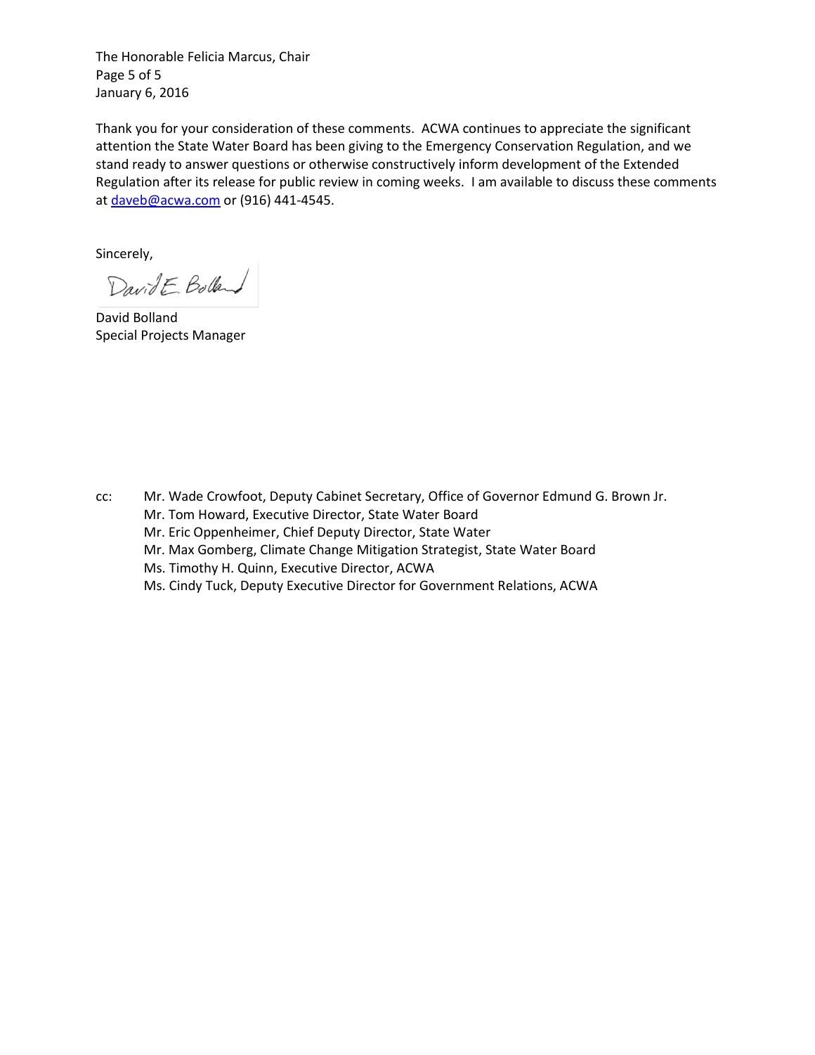The Honorable Felicia Marcus, Chair
January 6, 2016

Thank you for your consideration of these comments. ACWA continues to appreciate the significant attention the State Water Board has been giving to the Emergency Conservation Regulation, and we stand ready to answer questions or otherwise constructively inform development of the Extended Regulation after its release for public review in coming weeks. I am available to discuss these comments at daveb@acwa.com or (916) 441-4545.

Sincerely,

David Bolland
Special Projects Manager

cc: Mr. Wade Crowfoot, Deputy Cabinet Secretary, Office of Governor Edmund G. Brown Jr.
Mr. Tom Howard, Executive Director, State Water Board
Mr. Eric Oppenheimer, Chief Deputy Director, State Water
Mr. Max Gomberg, Climate Change Mitigation Strategist, State Water Board
Ms. Timothy H. Quinn, Executive Director, ACWA
Ms. Cindy Tuck, Deputy Executive Director for Government Relations, ACWA